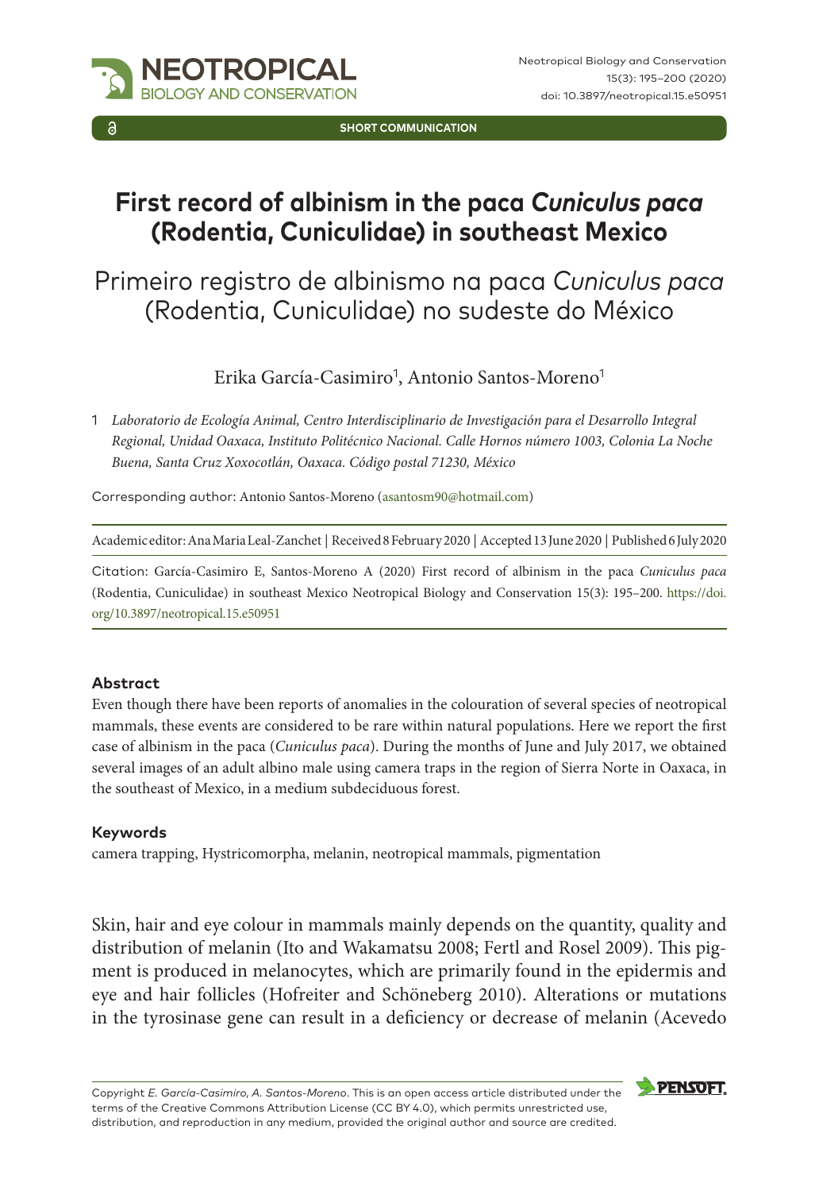SHORT COMMUNICATION

# First record of albinism in the paca *Cuniculus paca* (Rodentia, Cuniculidae) in southeast Mexico

## Primeiro registro de albinismo na paca *Cuniculus paca* (Rodentia, Cuniculidae) no sudeste do México

Erika García-Casimiro[1], Antonio Santos-Moreno[1]

1 *Laboratorio de Ecología Animal, Centro Interdisciplinario de Investigación para el Desarrollo Integral Regional, Unidad Oaxaca, Instituto Politécnico Nacional. Calle Hornos número 1003, Colonia La Noche Buena, Santa Cruz Xoxocotlán, Oaxaca. Código postal 71230, México*

Corresponding author: Antonio Santos-Moreno (asantosm90@hotmail.com)

Academic editor: Ana Maria Leal-Zanchet | Received 8 February 2020 | Accepted 13 June 2020 | Published 6 July 2020

Citation: García-Casimiro E, Santos-Moreno A (2020) First record of albinism in the paca *Cuniculus paca* (Rodentia, Cuniculidae) in southeast Mexico Neotropical Biology and Conservation 15(3): 195–200. https://doi.org/10.3897/neotropical.15.e50951

### Abstract

Even though there have been reports of anomalies in the colouration of several species of neotropical mammals, these events are considered to be rare within natural populations. Here we report the first case of albinism in the paca (*Cuniculus paca*). During the months of June and July 2017, we obtained several images of an adult albino male using camera traps in the region of Sierra Norte in Oaxaca, in the southeast of Mexico, in a medium subdeciduous forest.

### Keywords

camera trapping, Hystricomorpha, melanin, neotropical mammals, pigmentation

Skin, hair and eye colour in mammals mainly depends on the quantity, quality and distribution of melanin (Ito and Wakamatsu 2008; Fertl and Rosel 2009). This pigment is produced in melanocytes, which are primarily found in the epidermis and eye and hair follicles (Hofreiter and Schöneberg 2010). Alterations or mutations in the tyrosinase gene can result in a deficiency or decrease of melanin (Acevedo

Copyright *E. García-Casimiro, A. Santos-Moreno*. This is an open access article distributed under the terms of the Creative Commons Attribution License (CC BY 4.0), which permits unrestricted use, distribution, and reproduction in any medium, provided the original author and source are credited.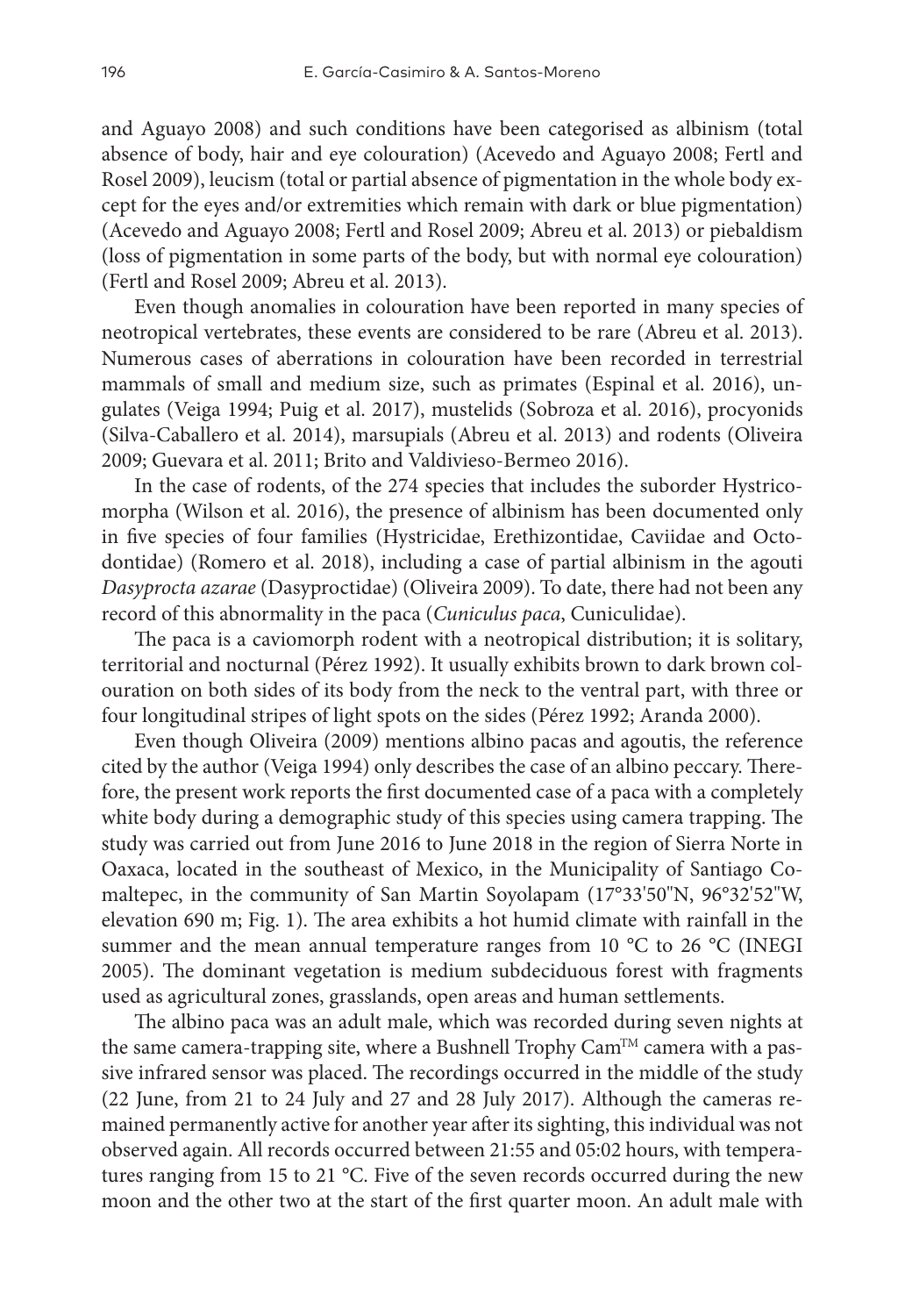and Aguayo 2008) and such conditions have been categorised as albinism (total absence of body, hair and eye colouration) (Acevedo and Aguayo 2008; Fertl and Rosel 2009), leucism (total or partial absence of pigmentation in the whole body except for the eyes and/or extremities which remain with dark or blue pigmentation) (Acevedo and Aguayo 2008; Fertl and Rosel 2009; Abreu et al. 2013) or piebaldism (loss of pigmentation in some parts of the body, but with normal eye colouration) (Fertl and Rosel 2009; Abreu et al. 2013).

Even though anomalies in colouration have been reported in many species of neotropical vertebrates, these events are considered to be rare (Abreu et al. 2013). Numerous cases of aberrations in colouration have been recorded in terrestrial mammals of small and medium size, such as primates (Espinal et al. 2016), ungulates (Veiga 1994; Puig et al. 2017), mustelids (Sobroza et al. 2016), procyonids (Silva-Caballero et al. 2014), marsupials (Abreu et al. 2013) and rodents (Oliveira 2009; Guevara et al. 2011; Brito and Valdivieso-Bermeo 2016).

In the case of rodents, of the 274 species that includes the suborder Hystricomorpha (Wilson et al. 2016), the presence of albinism has been documented only in five species of four families (Hystricidae, Erethizontidae, Caviidae and Octodontidae) (Romero et al. 2018), including a case of partial albinism in the agouti *Dasyprocta azarae* (Dasyproctidae) (Oliveira 2009). To date, there had not been any record of this abnormality in the paca (*Cuniculus paca*, Cuniculidae).

The paca is a caviomorph rodent with a neotropical distribution; it is solitary, territorial and nocturnal (Pérez 1992). It usually exhibits brown to dark brown colouration on both sides of its body from the neck to the ventral part, with three or four longitudinal stripes of light spots on the sides (Pérez 1992; Aranda 2000).

Even though Oliveira (2009) mentions albino pacas and agoutis, the reference cited by the author (Veiga 1994) only describes the case of an albino peccary. Therefore, the present work reports the first documented case of a paca with a completely white body during a demographic study of this species using camera trapping. The study was carried out from June 2016 to June 2018 in the region of Sierra Norte in Oaxaca, located in the southeast of Mexico, in the Municipality of Santiago Comaltepec, in the community of San Martin Soyolapam (17°33'50"N, 96°32'52"W, elevation 690 m; Fig. 1). The area exhibits a hot humid climate with rainfall in the summer and the mean annual temperature ranges from 10 °C to 26 °C (INEGI 2005). The dominant vegetation is medium subdeciduous forest with fragments used as agricultural zones, grasslands, open areas and human settlements.

The albino paca was an adult male, which was recorded during seven nights at the same camera-trapping site, where a Bushnell Trophy Cam™ camera with a passive infrared sensor was placed. The recordings occurred in the middle of the study (22 June, from 21 to 24 July and 27 and 28 July 2017). Although the cameras remained permanently active for another year after its sighting, this individual was not observed again. All records occurred between 21:55 and 05:02 hours, with temperatures ranging from 15 to 21 °C. Five of the seven records occurred during the new moon and the other two at the start of the first quarter moon. An adult male with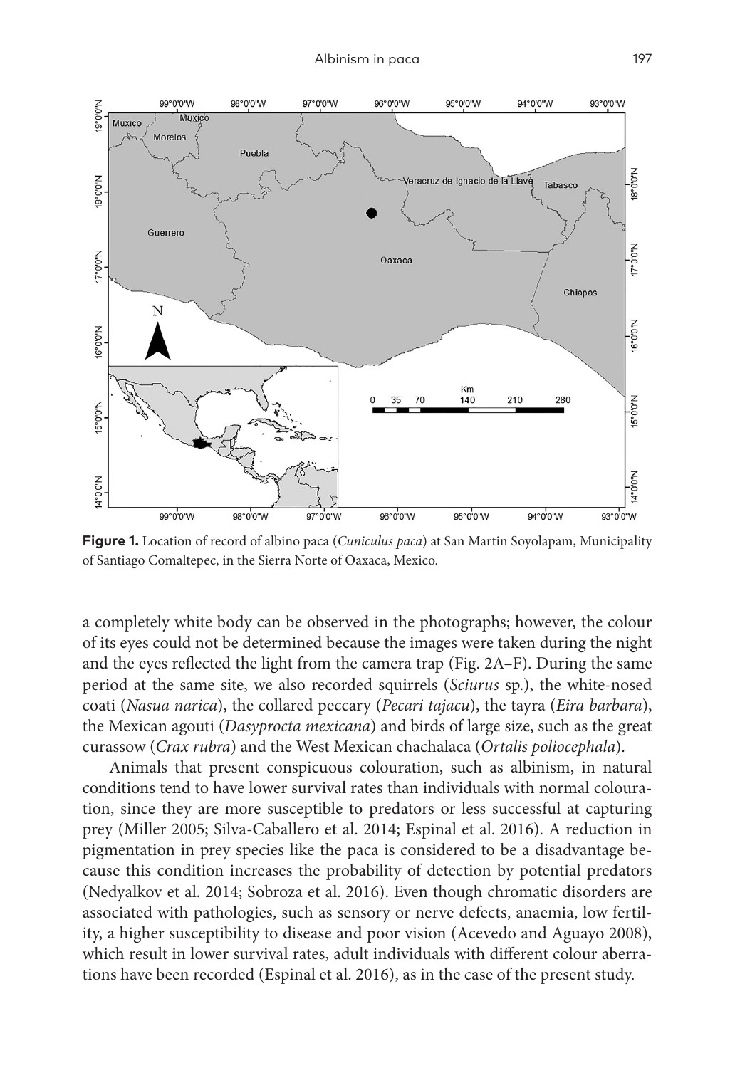**Figure 1.** Location of record of albino paca (*Cuniculus paca*) at San Martin Soyolapam, Municipality of Santiago Comaltepec, in the Sierra Norte of Oaxaca, Mexico.

a completely white body can be observed in the photographs; however, the colour of its eyes could not be determined because the images were taken during the night and the eyes reflected the light from the camera trap (Fig. 2A–F). During the same period at the same site, we also recorded squirrels (*Sciurus* sp.), the white-nosed coati (*Nasua narica*), the collared peccary (*Pecari tajacu*), the tayra (*Eira barbara*), the Mexican agouti (*Dasyprocta mexicana*) and birds of large size, such as the great curassow (*Crax rubra*) and the West Mexican chachalaca (*Ortalis poliocephala*).

Animals that present conspicuous colouration, such as albinism, in natural conditions tend to have lower survival rates than individuals with normal colouration, since they are more susceptible to predators or less successful at capturing prey (Miller 2005; Silva-Caballero et al. 2014; Espinal et al. 2016). A reduction in pigmentation in prey species like the paca is considered to be a disadvantage because this condition increases the probability of detection by potential predators (Nedyalkov et al. 2014; Sobroza et al. 2016). Even though chromatic disorders are associated with pathologies, such as sensory or nerve defects, anaemia, low fertility, a higher susceptibility to disease and poor vision (Acevedo and Aguayo 2008), which result in lower survival rates, adult individuals with different colour aberrations have been recorded (Espinal et al. 2016), as in the case of the present study.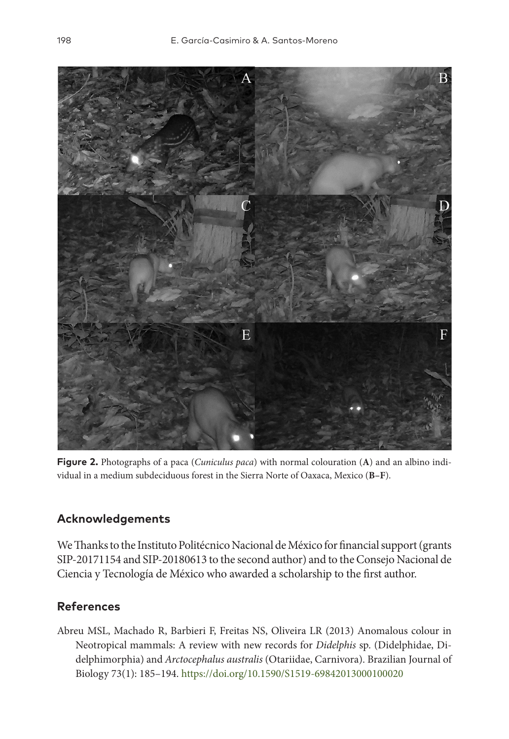**Figure 2.** Photographs of a paca (*Cuniculus paca*) with normal colouration (**A**) and an albino individual in a medium subdeciduous forest in the Sierra Norte of Oaxaca, Mexico (**B–F**).

## Acknowledgements

We Thanks to the Instituto Politécnico Nacional de México for financial support (grants SIP-20171154 and SIP-20180613 to the second author) and to the Consejo Nacional de Ciencia y Tecnología de México who awarded a scholarship to the first author.

## References

Abreu MSL, Machado R, Barbieri F, Freitas NS, Oliveira LR (2013) Anomalous colour in Neotropical mammals: A review with new records for *Didelphis* sp. (Didelphidae, Didelphimorphia) and *Arctocephalus australis* (Otariidae, Carnivora). Brazilian Journal of Biology 73(1): 185–194. https://doi.org/10.1590/S1519-69842013000100020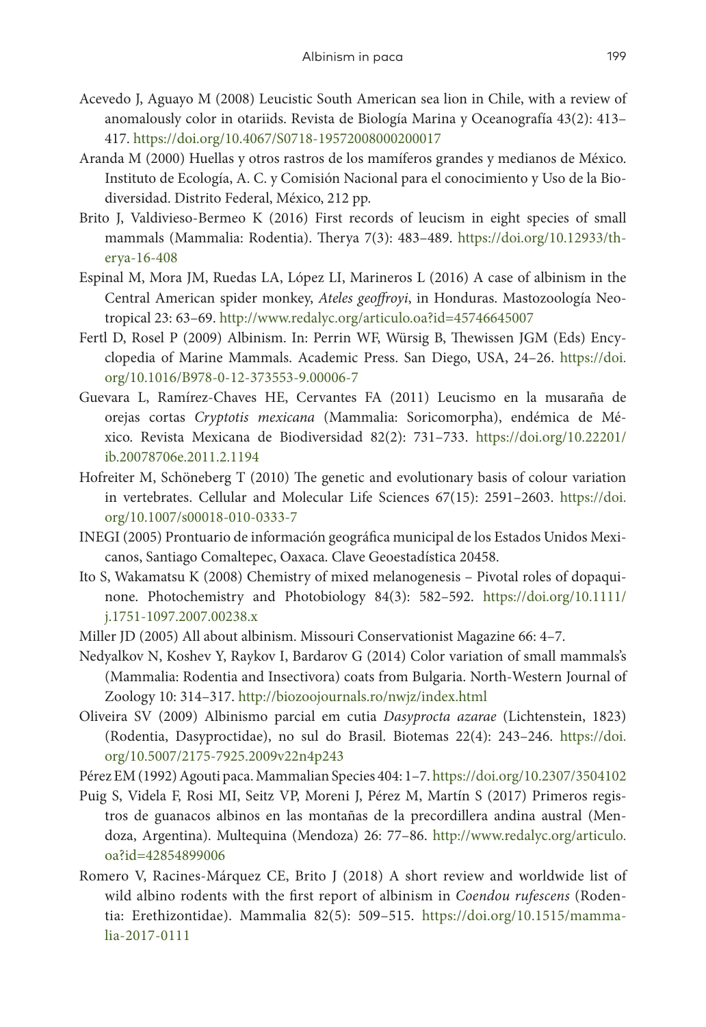Acevedo J, Aguayo M (2008) Leucistic South American sea lion in Chile, with a review of anomalously color in otariids. Revista de Biología Marina y Oceanografía 43(2): 413–417. https://doi.org/10.4067/S0718-19572008000200017

Aranda M (2000) Huellas y otros rastros de los mamíferos grandes y medianos de México. Instituto de Ecología, A. C. y Comisión Nacional para el conocimiento y Uso de la Biodiversidad. Distrito Federal, México, 212 pp.

Brito J, Valdivieso-Bermeo K (2016) First records of leucism in eight species of small mammals (Mammalia: Rodentia). Therya 7(3): 483–489. https://doi.org/10.12933/therya-16-408

Espinal M, Mora JM, Ruedas LA, López LI, Marineros L (2016) A case of albinism in the Central American spider monkey, *Ateles geoffroyi*, in Honduras. Mastozoología Neotropical 23: 63–69. http://www.redalyc.org/articulo.oa?id=45746645007

Fertl D, Rosel P (2009) Albinism. In: Perrin WF, Würsig B, Thewissen JGM (Eds) Encyclopedia of Marine Mammals. Academic Press. San Diego, USA, 24–26. https://doi.org/10.1016/B978-0-12-373553-9.00006-7

Guevara L, Ramírez-Chaves HE, Cervantes FA (2011) Leucismo en la musaraña de orejas cortas *Cryptotis mexicana* (Mammalia: Soricomorpha), endémica de México. Revista Mexicana de Biodiversidad 82(2): 731–733. https://doi.org/10.22201/ib.20078706e.2011.2.1194

Hofreiter M, Schöneberg T (2010) The genetic and evolutionary basis of colour variation in vertebrates. Cellular and Molecular Life Sciences 67(15): 2591–2603. https://doi.org/10.1007/s00018-010-0333-7

INEGI (2005) Prontuario de información geográfica municipal de los Estados Unidos Mexicanos, Santiago Comaltepec, Oaxaca. Clave Geoestadística 20458.

Ito S, Wakamatsu K (2008) Chemistry of mixed melanogenesis – Pivotal roles of dopaquinone. Photochemistry and Photobiology 84(3): 582–592. https://doi.org/10.1111/j.1751-1097.2007.00238.x

Miller JD (2005) All about albinism. Missouri Conservationist Magazine 66: 4–7.

Nedyalkov N, Koshev Y, Raykov I, Bardarov G (2014) Color variation of small mammals's (Mammalia: Rodentia and Insectivora) coats from Bulgaria. North-Western Journal of Zoology 10: 314–317. http://biozoojournals.ro/nwjz/index.html

Oliveira SV (2009) Albinismo parcial em cutia *Dasyprocta azarae* (Lichtenstein, 1823) (Rodentia, Dasyproctidae), no sul do Brasil. Biotemas 22(4): 243–246. https://doi.org/10.5007/2175-7925.2009v22n4p243

Pérez EM (1992) Agouti paca. Mammalian Species 404: 1–7. https://doi.org/10.2307/3504102

Puig S, Videla F, Rosi MI, Seitz VP, Moreni J, Pérez M, Martín S (2017) Primeros registros de guanacos albinos en las montañas de la precordillera andina austral (Mendoza, Argentina). Multequina (Mendoza) 26: 77–86. http://www.redalyc.org/articulo.oa?id=42854899006

Romero V, Racines-Márquez CE, Brito J (2018) A short review and worldwide list of wild albino rodents with the first report of albinism in *Coendou rufescens* (Rodentia: Erethizontidae). Mammalia 82(5): 509–515. https://doi.org/10.1515/mammalia-2017-0111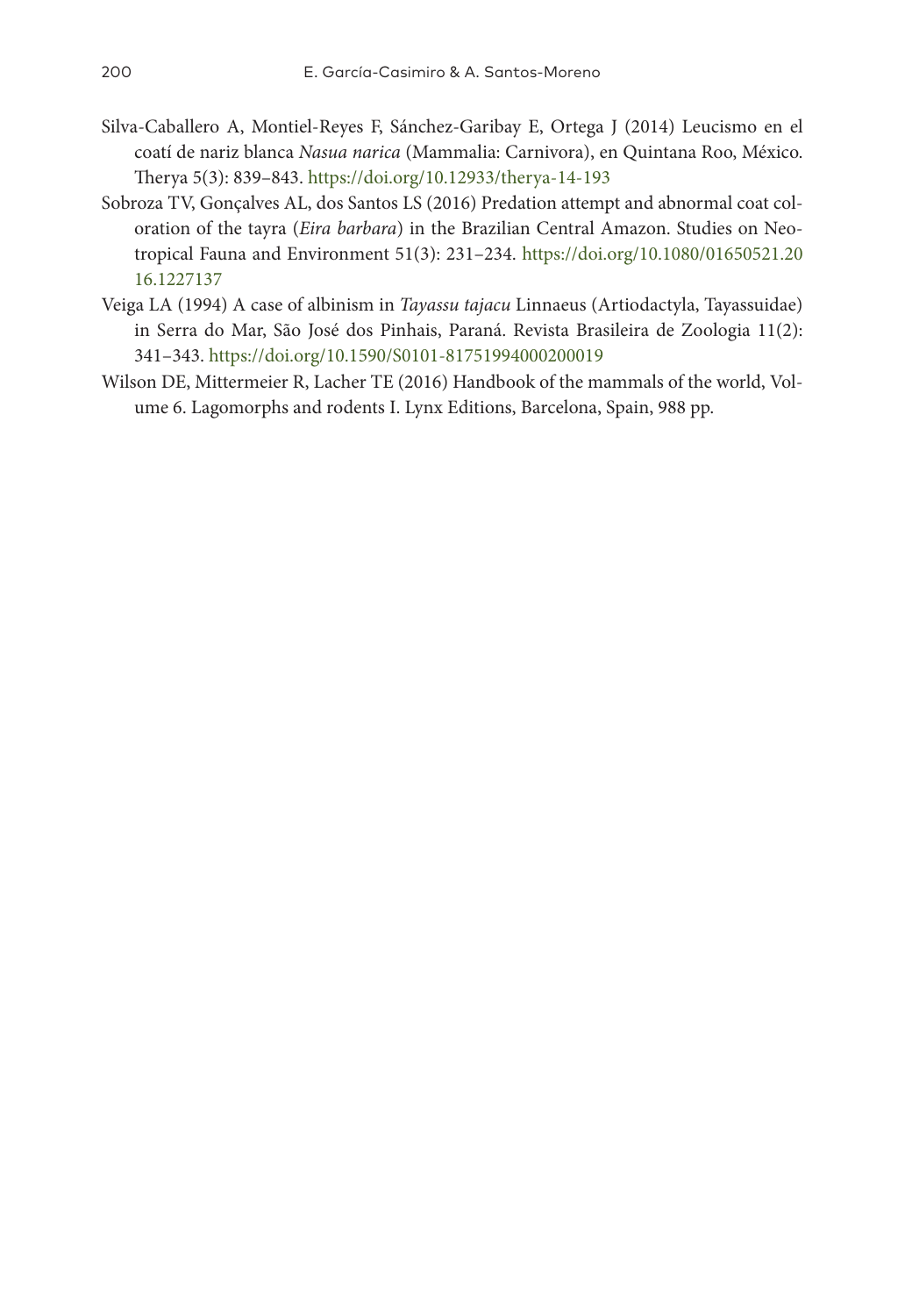Silva-Caballero A, Montiel-Reyes F, Sánchez-Garibay E, Ortega J (2014) Leucismo en el coatí de nariz blanca *Nasua narica* (Mammalia: Carnivora), en Quintana Roo, México. Therya 5(3): 839–843. https://doi.org/10.12933/therya-14-193

Sobroza TV, Gonçalves AL, dos Santos LS (2016) Predation attempt and abnormal coat coloration of the tayra (*Eira barbara*) in the Brazilian Central Amazon. Studies on Neotropical Fauna and Environment 51(3): 231–234. https://doi.org/10.1080/01650521.2016.1227137

Veiga LA (1994) A case of albinism in *Tayassu tajacu* Linnaeus (Artiodactyla, Tayassuidae) in Serra do Mar, São José dos Pinhais, Paraná. Revista Brasileira de Zoologia 11(2): 341–343. https://doi.org/10.1590/S0101-81751994000200019

Wilson DE, Mittermeier R, Lacher TE (2016) Handbook of the mammals of the world, Volume 6. Lagomorphs and rodents I. Lynx Editions, Barcelona, Spain, 988 pp.